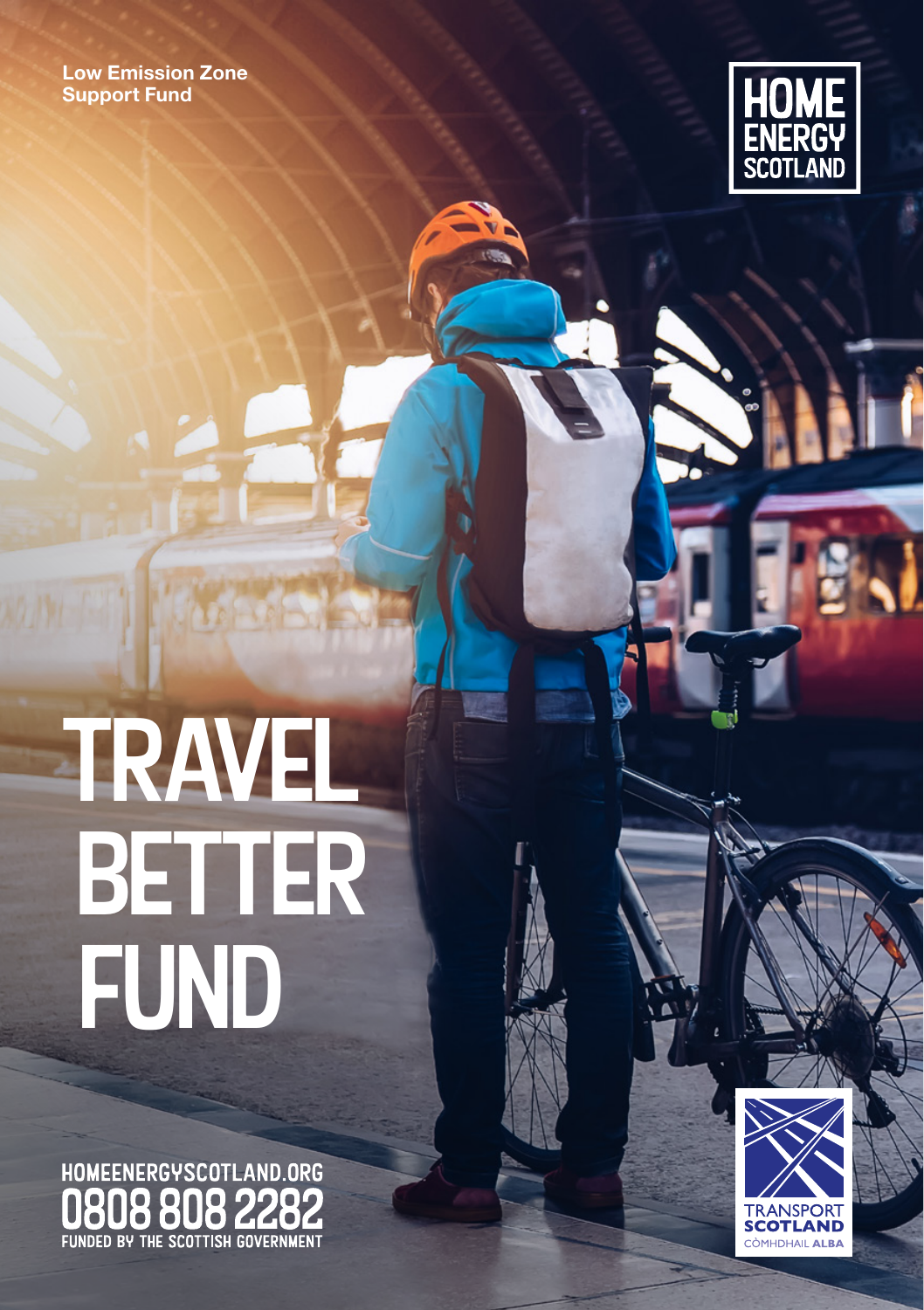Low Emission Zone
Support Fund

HOME
ENERGY
SCOTLAND

# TRAVEL BETTER FUND

HOMEENERGYSCOTLAND.ORG
0808 808 2282
FUNDED BY THE SCOTTISH GOVERNMENT

TRANSPORT
SCOTLAND
CÒMHDHAIL ALBA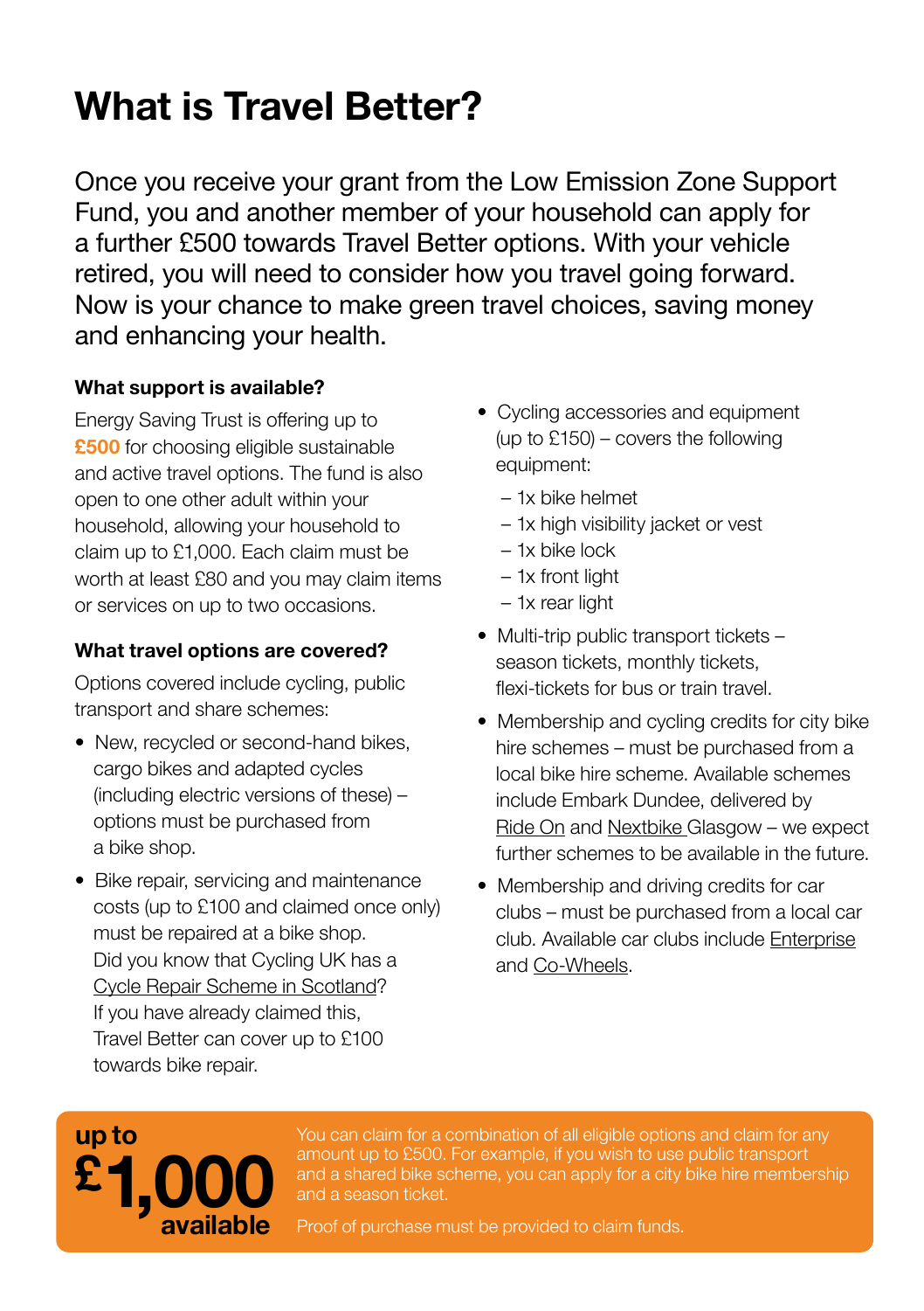# What is Travel Better?

Once you receive your grant from the Low Emission Zone Support Fund, you and another member of your household can apply for a further £500 towards Travel Better options. With your vehicle retired, you will need to consider how you travel going forward. Now is your chance to make green travel choices, saving money and enhancing your health.

### What support is available?

Energy Saving Trust is offering up to **£500** for choosing eligible sustainable and active travel options. The fund is also open to one other adult within your household, allowing your household to claim up to £1,000. Each claim must be worth at least £80 and you may claim items or services on up to two occasions.

### What travel options are covered?

Options covered include cycling, public transport and share schemes:

- New, recycled or second-hand bikes, cargo bikes and adapted cycles (including electric versions of these) – options must be purchased from a bike shop.
- Bike repair, servicing and maintenance costs (up to £100 and claimed once only) must be repaired at a bike shop. Did you know that Cycling UK has a Cycle Repair Scheme in Scotland? If you have already claimed this, Travel Better can cover up to £100 towards bike repair.
- Cycling accessories and equipment (up to £150) – covers the following equipment:
  - 1x bike helmet
  - 1x high visibility jacket or vest
  - 1x bike lock
  - 1x front light
  - 1x rear light
- Multi-trip public transport tickets – season tickets, monthly tickets, flexi-tickets for bus or train travel.
- Membership and cycling credits for city bike hire schemes – must be purchased from a local bike hire scheme. Available schemes include Embark Dundee, delivered by Ride On and Nextbike Glasgow – we expect further schemes to be available in the future.
- Membership and driving credits for car clubs – must be purchased from a local car club. Available car clubs include Enterprise and Co-Wheels.

**up to £1,000 available**

You can claim for a combination of all eligible options and claim for any amount up to £500. For example, if you wish to use public transport and a shared bike scheme, you can apply for a city bike hire membership and a season ticket.

Proof of purchase must be provided to claim funds.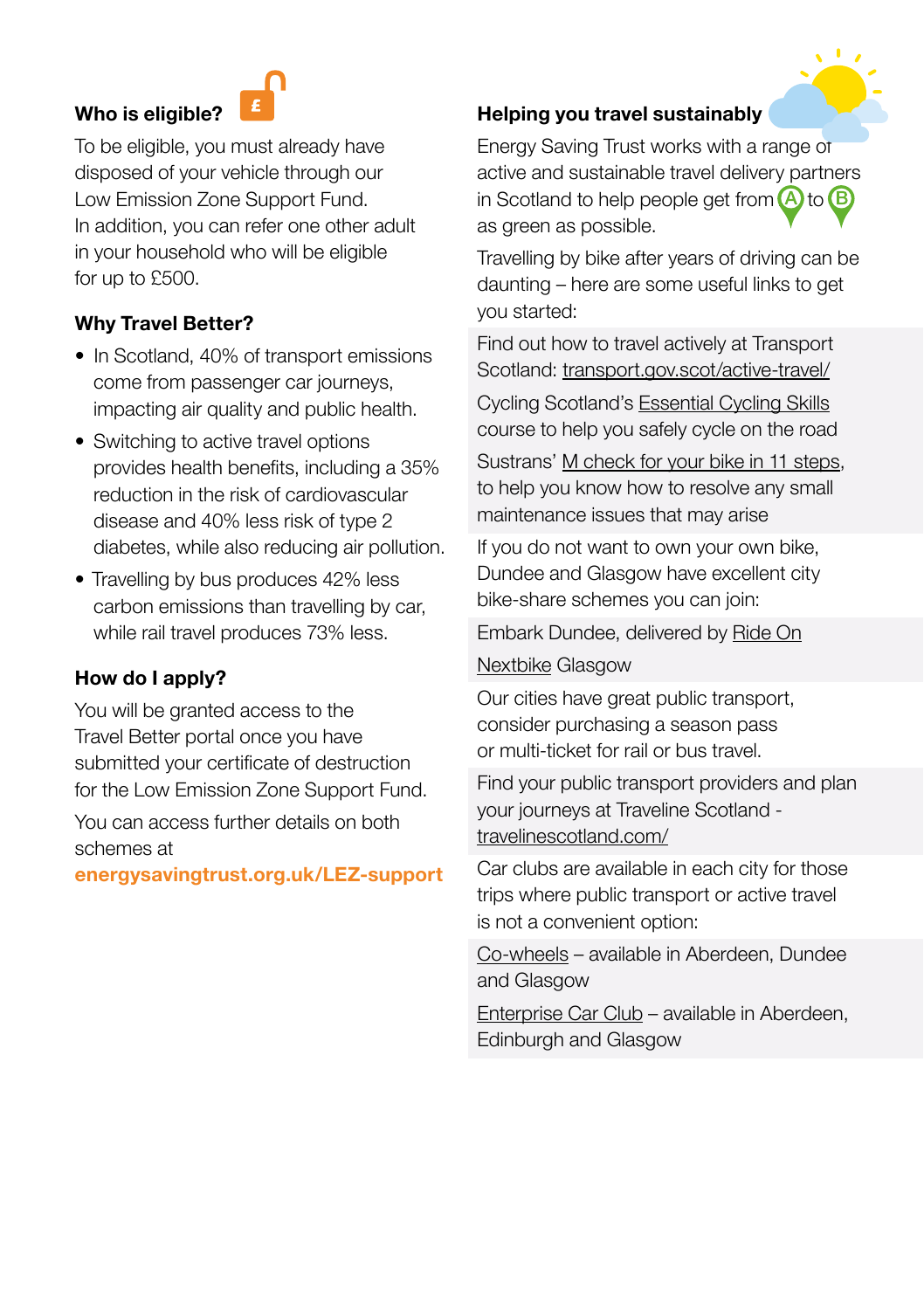## Who is eligible?

To be eligible, you must already have disposed of your vehicle through our Low Emission Zone Support Fund. In addition, you can refer one other adult in your household who will be eligible for up to £500.

## Why Travel Better?

- In Scotland, 40% of transport emissions come from passenger car journeys, impacting air quality and public health.
- Switching to active travel options provides health benefits, including a 35% reduction in the risk of cardiovascular disease and 40% less risk of type 2 diabetes, while also reducing air pollution.
- Travelling by bus produces 42% less carbon emissions than travelling by car, while rail travel produces 73% less.

## How do I apply?

You will be granted access to the Travel Better portal once you have submitted your certificate of destruction for the Low Emission Zone Support Fund.

You can access further details on both schemes at **energysavingtrust.org.uk/LEZ-support**

## Helping you travel sustainably

Energy Saving Trust works with a range of active and sustainable travel delivery partners in Scotland to help people get from A to B as green as possible.

Travelling by bike after years of driving can be daunting – here are some useful links to get you started:

Find out how to travel actively at Transport Scotland: transport.gov.scot/active-travel/

Cycling Scotland's Essential Cycling Skills course to help you safely cycle on the road

Sustrans' M check for your bike in 11 steps, to help you know how to resolve any small maintenance issues that may arise

If you do not want to own your own bike, Dundee and Glasgow have excellent city bike-share schemes you can join:

Embark Dundee, delivered by Ride On

Nextbike Glasgow

Our cities have great public transport, consider purchasing a season pass or multi-ticket for rail or bus travel.

Find your public transport providers and plan your journeys at Traveline Scotland - travelinescotland.com/

Car clubs are available in each city for those trips where public transport or active travel is not a convenient option:

Co-wheels – available in Aberdeen, Dundee and Glasgow

Enterprise Car Club – available in Aberdeen, Edinburgh and Glasgow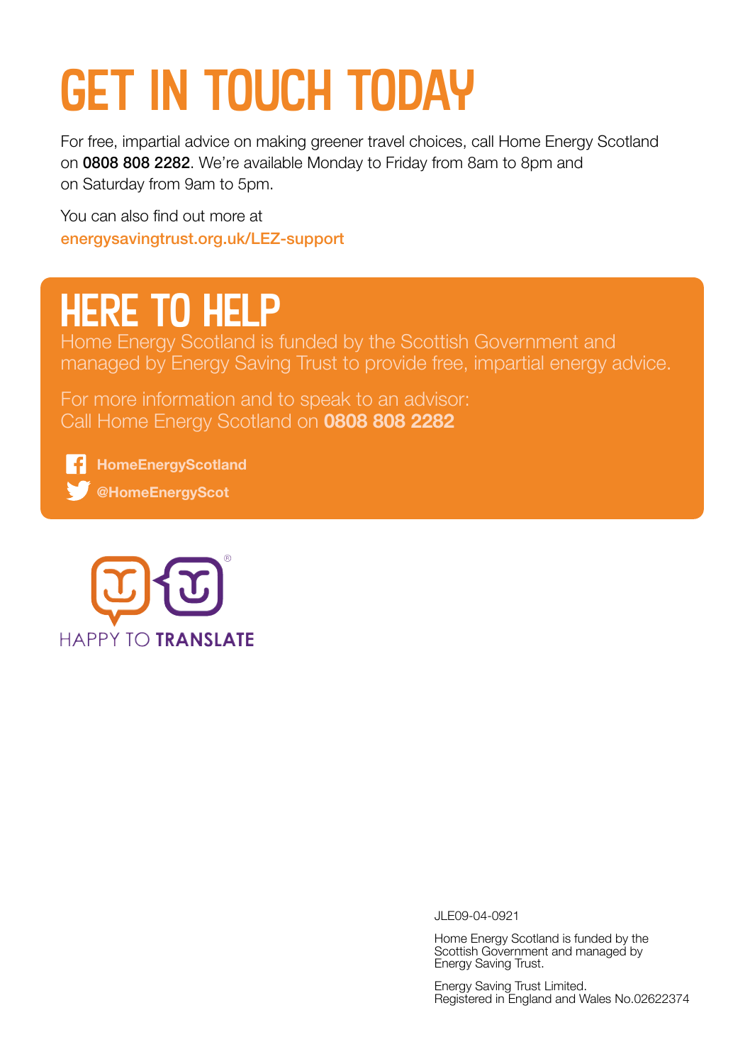# GET IN TOUCH TODAY

For free, impartial advice on making greener travel choices, call Home Energy Scotland on **0808 808 2282**. We're available Monday to Friday from 8am to 8pm and on Saturday from 9am to 5pm.

You can also find out more at
energysavingtrust.org.uk/LEZ-support

## HERE TO HELP

Home Energy Scotland is funded by the Scottish Government and managed by Energy Saving Trust to provide free, impartial energy advice.

For more information and to speak to an advisor:
Call Home Energy Scotland on **0808 808 2282**

**HomeEnergyScotland**

**@HomeEnergyScot**

HAPPY TO **TRANSLATE**

JLE09-04-0921

Home Energy Scotland is funded by the Scottish Government and managed by Energy Saving Trust.

Energy Saving Trust Limited.
Registered in England and Wales No.02622374